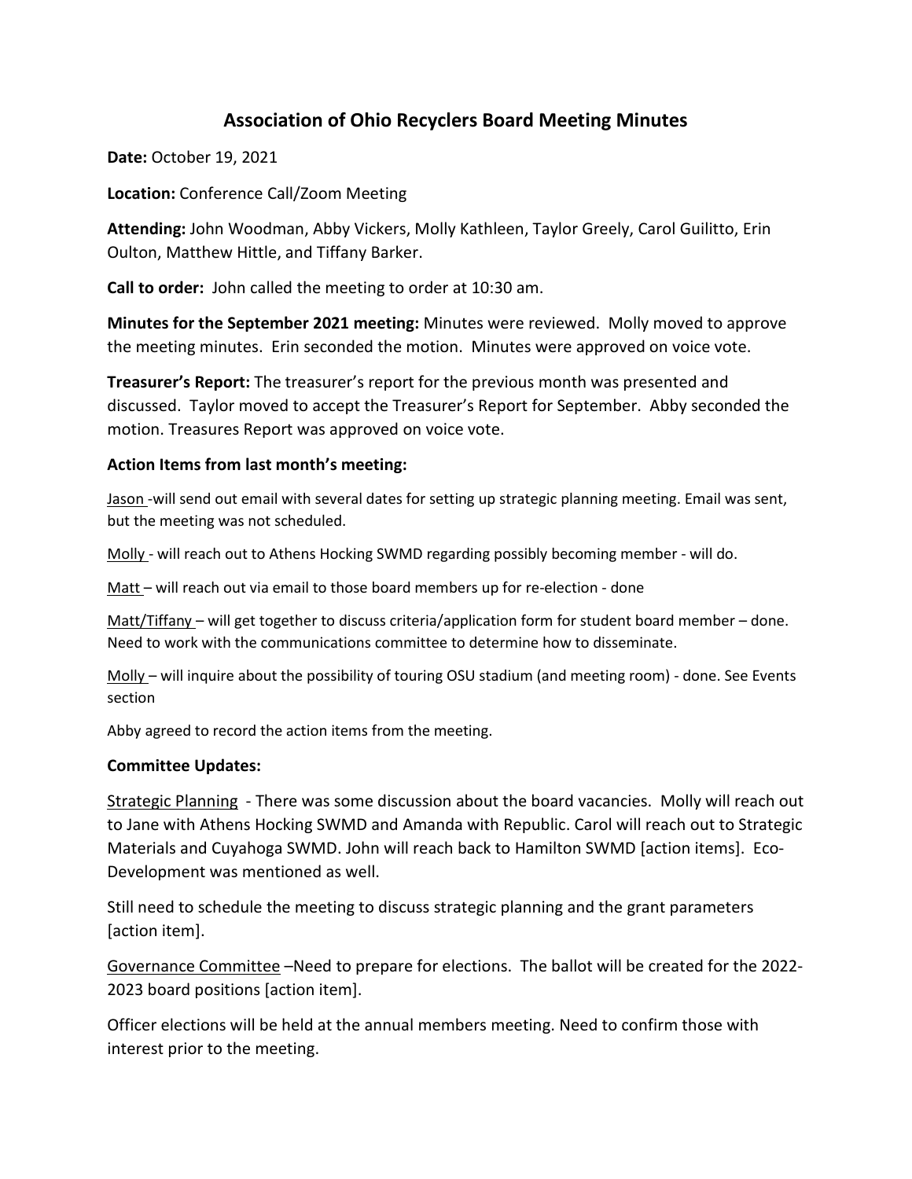# Association of Ohio Recyclers Board Meeting Minutes

**Date:** October 19, 2021

**Location:** Conference Call/Zoom Meeting

**Attending:** John Woodman, Abby Vickers, Molly Kathleen, Taylor Greely, Carol Guilitto, Erin Oulton, Matthew Hittle, and Tiffany Barker.

**Call to order:** John called the meeting to order at 10:30 am.

**Minutes for the September 2021 meeting:** Minutes were reviewed. Molly moved to approve the meeting minutes. Erin seconded the motion. Minutes were approved on voice vote.

**Treasurer's Report:** The treasurer's report for the previous month was presented and discussed. Taylor moved to accept the Treasurer's Report for September. Abby seconded the motion. Treasures Report was approved on voice vote.

### Action Items from last month's meeting:

<u>Jason</u> -will send out email with several dates for setting up strategic planning meeting. Email was sent, but the meeting was not scheduled.

<u>Molly</u> - will reach out to Athens Hocking SWMD regarding possibly becoming member - will do.

<u>Matt</u> – will reach out via email to those board members up for re-election - done

<u>Matt/Tiffany</u> – will get together to discuss criteria/application form for student board member – done. Need to work with the communications committee to determine how to disseminate.

<u>Molly</u> – will inquire about the possibility of touring OSU stadium (and meeting room) - done. See Events section

Abby agreed to record the action items from the meeting.

### Committee Updates:

<u>Strategic Planning</u> - There was some discussion about the board vacancies. Molly will reach out to Jane with Athens Hocking SWMD and Amanda with Republic. Carol will reach out to Strategic Materials and Cuyahoga SWMD. John will reach back to Hamilton SWMD [action items]. Eco-Development was mentioned as well.

Still need to schedule the meeting to discuss strategic planning and the grant parameters [action item].

<u>Governance Committee</u> –Need to prepare for elections. The ballot will be created for the 2022-2023 board positions [action item].

Officer elections will be held at the annual members meeting. Need to confirm those with interest prior to the meeting.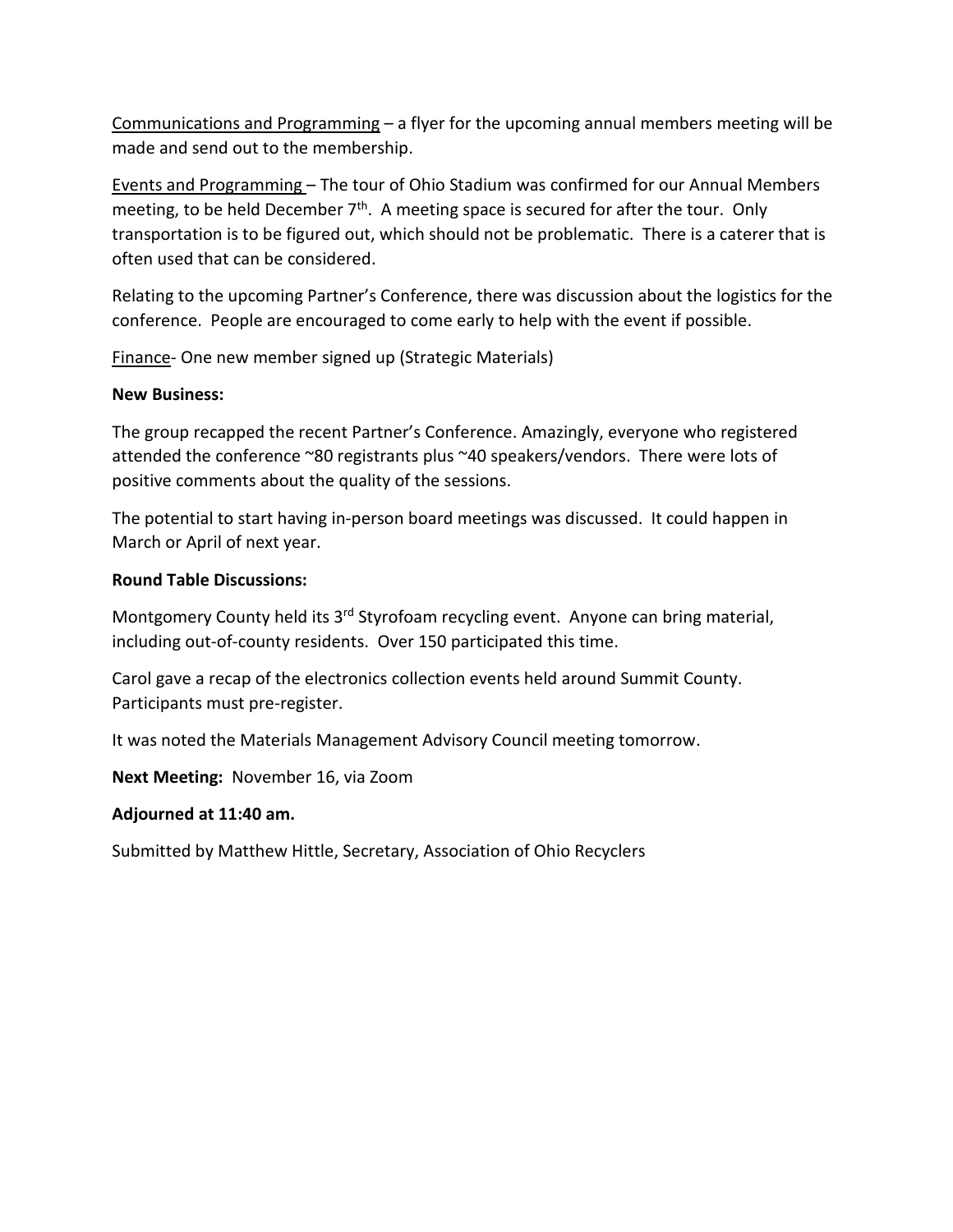Communications and Programming – a flyer for the upcoming annual members meeting will be made and send out to the membership.

Events and Programming – The tour of Ohio Stadium was confirmed for our Annual Members meeting, to be held December 7th. A meeting space is secured for after the tour. Only transportation is to be figured out, which should not be problematic. There is a caterer that is often used that can be considered.

Relating to the upcoming Partner's Conference, there was discussion about the logistics for the conference. People are encouraged to come early to help with the event if possible.

Finance- One new member signed up (Strategic Materials)

**New Business:**

The group recapped the recent Partner's Conference. Amazingly, everyone who registered attended the conference ~80 registrants plus ~40 speakers/vendors. There were lots of positive comments about the quality of the sessions.

The potential to start having in-person board meetings was discussed. It could happen in March or April of next year.

**Round Table Discussions:**

Montgomery County held its 3rd Styrofoam recycling event. Anyone can bring material, including out-of-county residents. Over 150 participated this time.

Carol gave a recap of the electronics collection events held around Summit County. Participants must pre-register.

It was noted the Materials Management Advisory Council meeting tomorrow.

**Next Meeting:** November 16, via Zoom

**Adjourned at 11:40 am.**

Submitted by Matthew Hittle, Secretary, Association of Ohio Recyclers